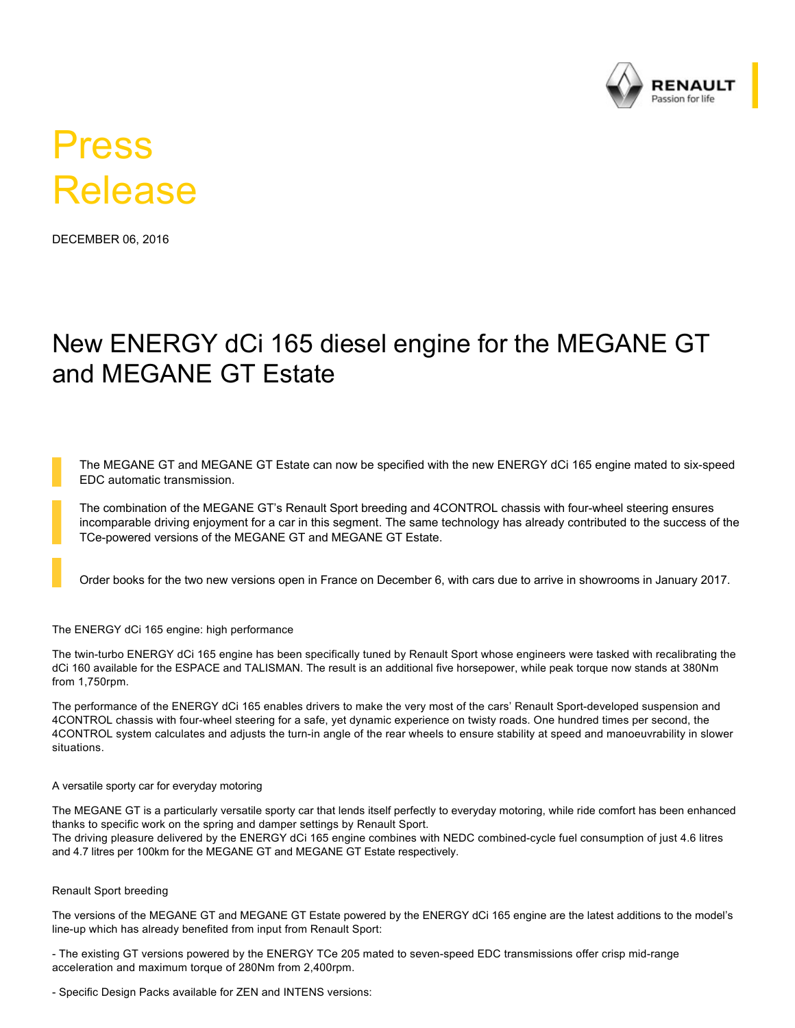# Press Release

DECEMBER 06, 2016

## New ENERGY dCi 165 diesel engine for the MEGANE GT and MEGANE GT Estate

The MEGANE GT and MEGANE GT Estate can now be specified with the new ENERGY dCi 165 engine mated to six-speed EDC automatic transmission.

The combination of the MEGANE GT's Renault Sport breeding and 4CONTROL chassis with four-wheel steering ensures incomparable driving enjoyment for a car in this segment. The same technology has already contributed to the success of the TCe-powered versions of the MEGANE GT and MEGANE GT Estate.

Order books for the two new versions open in France on December 6, with cars due to arrive in showrooms in January 2017.

### The ENERGY dCi 165 engine: high performance

The twin-turbo ENERGY dCi 165 engine has been specifically tuned by Renault Sport whose engineers were tasked with recalibrating the dCi 160 available for the ESPACE and TALISMAN. The result is an additional five horsepower, while peak torque now stands at 380Nm from 1,750rpm.

The performance of the ENERGY dCi 165 enables drivers to make the very most of the cars' Renault Sport-developed suspension and 4CONTROL chassis with four-wheel steering for a safe, yet dynamic experience on twisty roads. One hundred times per second, the 4CONTROL system calculates and adjusts the turn-in angle of the rear wheels to ensure stability at speed and manoeuvrability in slower situations.

### A versatile sporty car for everyday motoring

The MEGANE GT is a particularly versatile sporty car that lends itself perfectly to everyday motoring, while ride comfort has been enhanced thanks to specific work on the spring and damper settings by Renault Sport.
The driving pleasure delivered by the ENERGY dCi 165 engine combines with NEDC combined-cycle fuel consumption of just 4.6 litres and 4.7 litres per 100km for the MEGANE GT and MEGANE GT Estate respectively.

### Renault Sport breeding

The versions of the MEGANE GT and MEGANE GT Estate powered by the ENERGY dCi 165 engine are the latest additions to the model's line-up which has already benefited from input from Renault Sport:

- The existing GT versions powered by the ENERGY TCe 205 mated to seven-speed EDC transmissions offer crisp mid-range acceleration and maximum torque of 280Nm from 2,400rpm.

- Specific Design Packs available for ZEN and INTENS versions: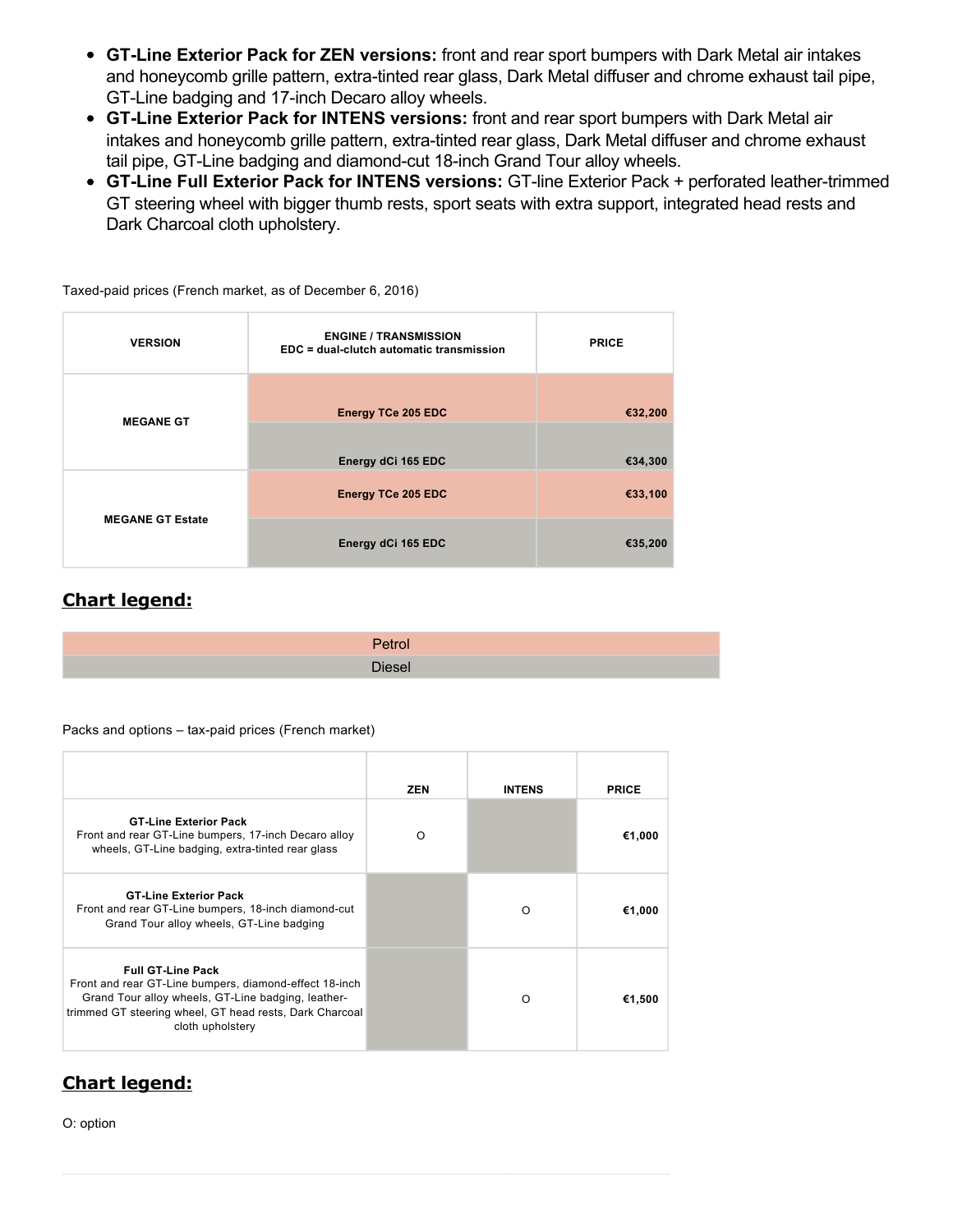- **GT-Line Exterior Pack for ZEN versions:** front and rear sport bumpers with Dark Metal air intakes and honeycomb grille pattern, extra-tinted rear glass, Dark Metal diffuser and chrome exhaust tail pipe, GT-Line badging and 17-inch Decaro alloy wheels.
- **GT-Line Exterior Pack for INTENS versions:** front and rear sport bumpers with Dark Metal air intakes and honeycomb grille pattern, extra-tinted rear glass, Dark Metal diffuser and chrome exhaust tail pipe, GT-Line badging and diamond-cut 18-inch Grand Tour alloy wheels.
- **GT-Line Full Exterior Pack for INTENS versions:** GT-line Exterior Pack + perforated leather-trimmed GT steering wheel with bigger thumb rests, sport seats with extra support, integrated head rests and Dark Charcoal cloth upholstery.

Taxed-paid prices (French market, as of December 6, 2016)

| VERSION | ENGINE / TRANSMISSION<br>EDC = dual-clutch automatic transmission | PRICE |
|---|---|---|
| MEGANE GT | Energy TCe 205 EDC | €32,200 |
| | Energy dCi 165 EDC | €34,300 |
| MEGANE GT Estate | Energy TCe 205 EDC | €33,100 |
| | Energy dCi 165 EDC | €35,200 |

## Chart legend:

| |
|---|
| Petrol |
| Diesel |

Packs and options – tax-paid prices (French market)

| | ZEN | INTENS | PRICE |
|---|---|---|---|
| **GT-Line Exterior Pack**<br>Front and rear GT-Line bumpers, 17-inch Decaro alloy wheels, GT-Line badging, extra-tinted rear glass | O | | €1,000 |
| **GT-Line Exterior Pack**<br>Front and rear GT-Line bumpers, 18-inch diamond-cut Grand Tour alloy wheels, GT-Line badging | | O | €1,000 |
| **Full GT-Line Pack**<br>Front and rear GT-Line bumpers, diamond-effect 18-inch Grand Tour alloy wheels, GT-Line badging, leather-trimmed GT steering wheel, GT head rests, Dark Charcoal cloth upholstery | | O | €1,500 |

## Chart legend:

O: option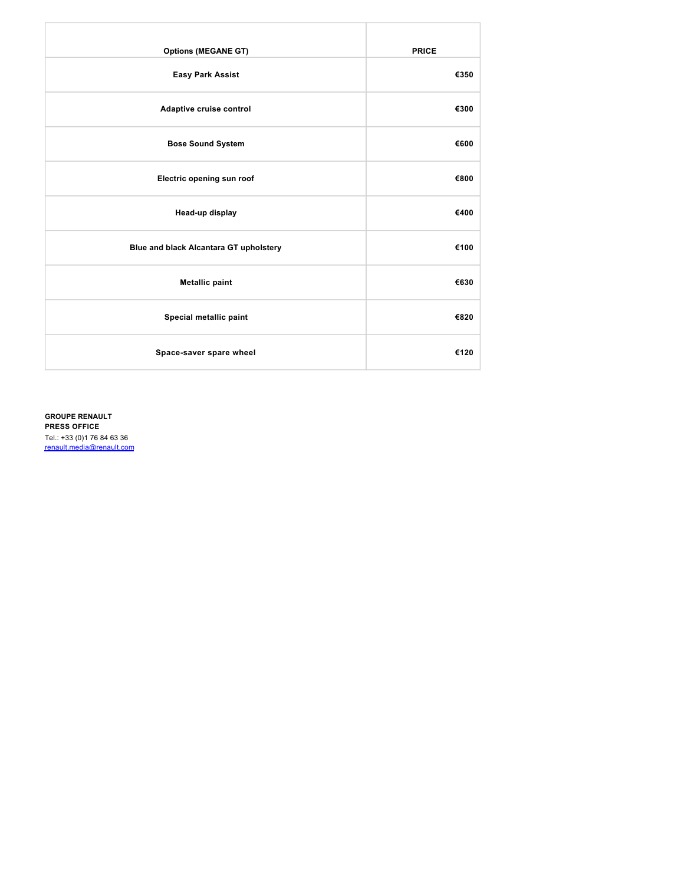| Options (MEGANE GT) | PRICE |
|---|---|
| Easy Park Assist | €350 |
| Adaptive cruise control | €300 |
| Bose Sound System | €600 |
| Electric opening sun roof | €800 |
| Head-up display | €400 |
| Blue and black Alcantara GT upholstery | €100 |
| Metallic paint | €630 |
| Special metallic paint | €820 |
| Space-saver spare wheel | €120 |

**GROUPE RENAULT**
**PRESS OFFICE**
Tel.: +33 (0)1 76 84 63 36
renault.media@renault.com